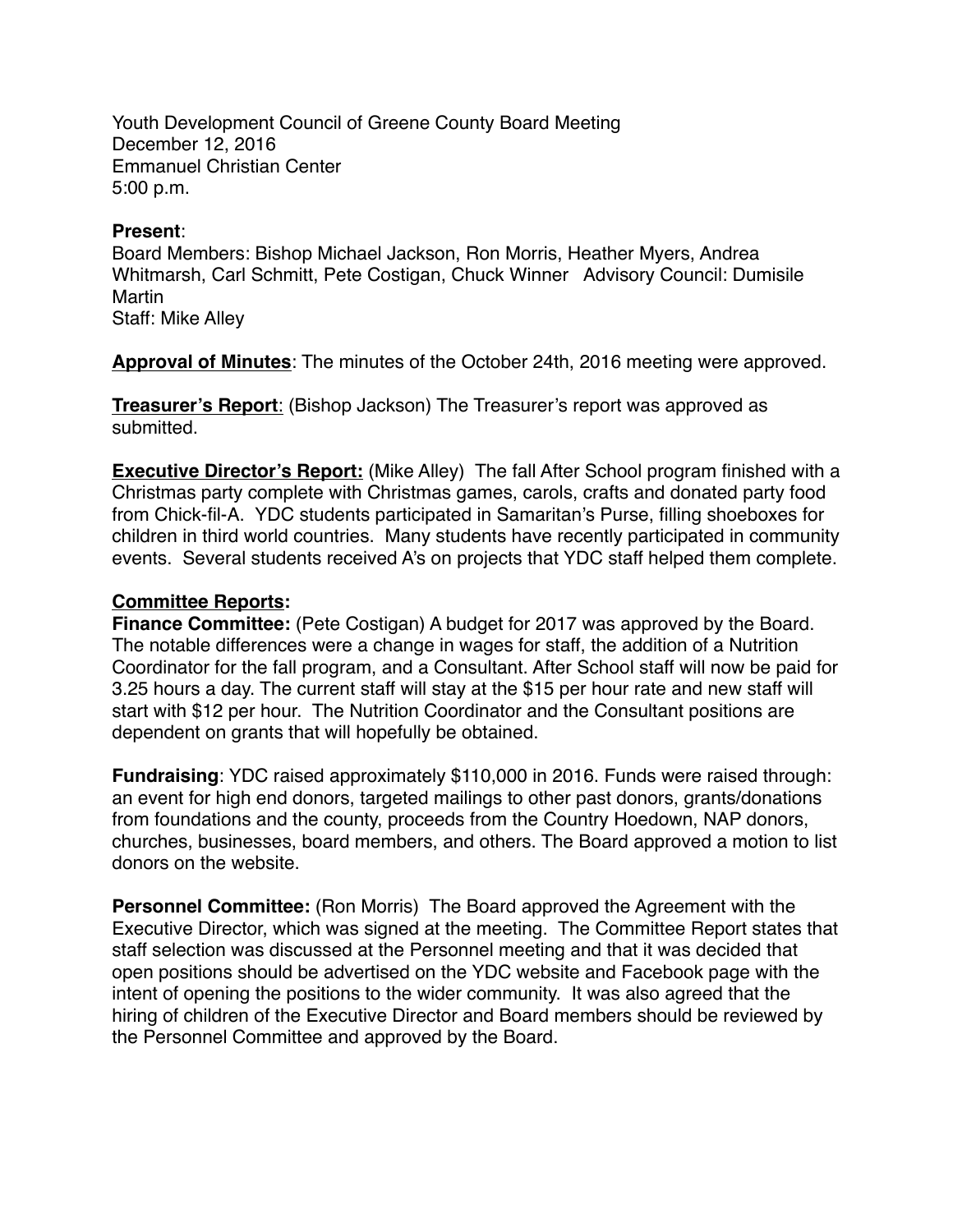Youth Development Council of Greene County Board Meeting
December 12, 2016
Emmanuel Christian Center
5:00 p.m.

**Present**:
Board Members: Bishop Michael Jackson, Ron Morris, Heather Myers, Andrea Whitmarsh, Carl Schmitt, Pete Costigan, Chuck Winner Advisory Council: Dumisile Martin
Staff: Mike Alley

**<u>Approval of Minutes</u>**: The minutes of the October 24th, 2016 meeting were approved.

**<u>Treasurer's Report</u>**: (Bishop Jackson) The Treasurer's report was approved as submitted.

**<u>Executive Director's Report:</u>** (Mike Alley) The fall After School program finished with a Christmas party complete with Christmas games, carols, crafts and donated party food from Chick-fil-A. YDC students participated in Samaritan's Purse, filling shoeboxes for children in third world countries. Many students have recently participated in community events. Several students received A's on projects that YDC staff helped them complete.

**<u>Committee Reports:</u>**

**Finance Committee:** (Pete Costigan) A budget for 2017 was approved by the Board. The notable differences were a change in wages for staff, the addition of a Nutrition Coordinator for the fall program, and a Consultant. After School staff will now be paid for 3.25 hours a day. The current staff will stay at the $15 per hour rate and new staff will start with $12 per hour. The Nutrition Coordinator and the Consultant positions are dependent on grants that will hopefully be obtained.

**Fundraising**: YDC raised approximately $110,000 in 2016. Funds were raised through: an event for high end donors, targeted mailings to other past donors, grants/donations from foundations and the county, proceeds from the Country Hoedown, NAP donors, churches, businesses, board members, and others. The Board approved a motion to list donors on the website.

**Personnel Committee:** (Ron Morris) The Board approved the Agreement with the Executive Director, which was signed at the meeting. The Committee Report states that staff selection was discussed at the Personnel meeting and that it was decided that open positions should be advertised on the YDC website and Facebook page with the intent of opening the positions to the wider community. It was also agreed that the hiring of children of the Executive Director and Board members should be reviewed by the Personnel Committee and approved by the Board.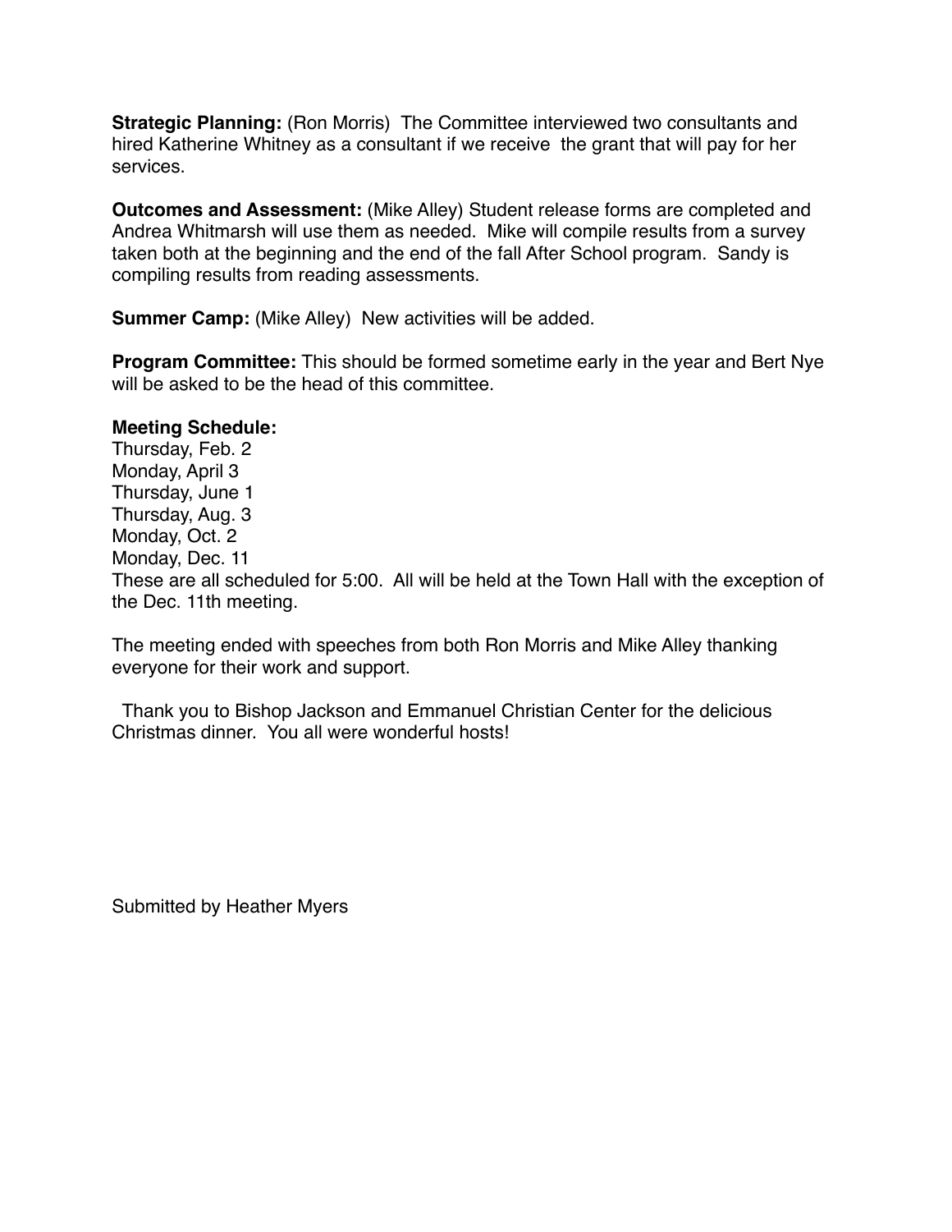**Strategic Planning:** (Ron Morris) The Committee interviewed two consultants and hired Katherine Whitney as a consultant if we receive the grant that will pay for her services.

**Outcomes and Assessment:** (Mike Alley) Student release forms are completed and Andrea Whitmarsh will use them as needed. Mike will compile results from a survey taken both at the beginning and the end of the fall After School program. Sandy is compiling results from reading assessments.

**Summer Camp:** (Mike Alley) New activities will be added.

**Program Committee:** This should be formed sometime early in the year and Bert Nye will be asked to be the head of this committee.

**Meeting Schedule:**
Thursday, Feb. 2
Monday, April 3
Thursday, June 1
Thursday, Aug. 3
Monday, Oct. 2
Monday, Dec. 11
These are all scheduled for 5:00. All will be held at the Town Hall with the exception of the Dec. 11th meeting.

The meeting ended with speeches from both Ron Morris and Mike Alley thanking everyone for their work and support.

Thank you to Bishop Jackson and Emmanuel Christian Center for the delicious Christmas dinner. You all were wonderful hosts!

Submitted by Heather Myers